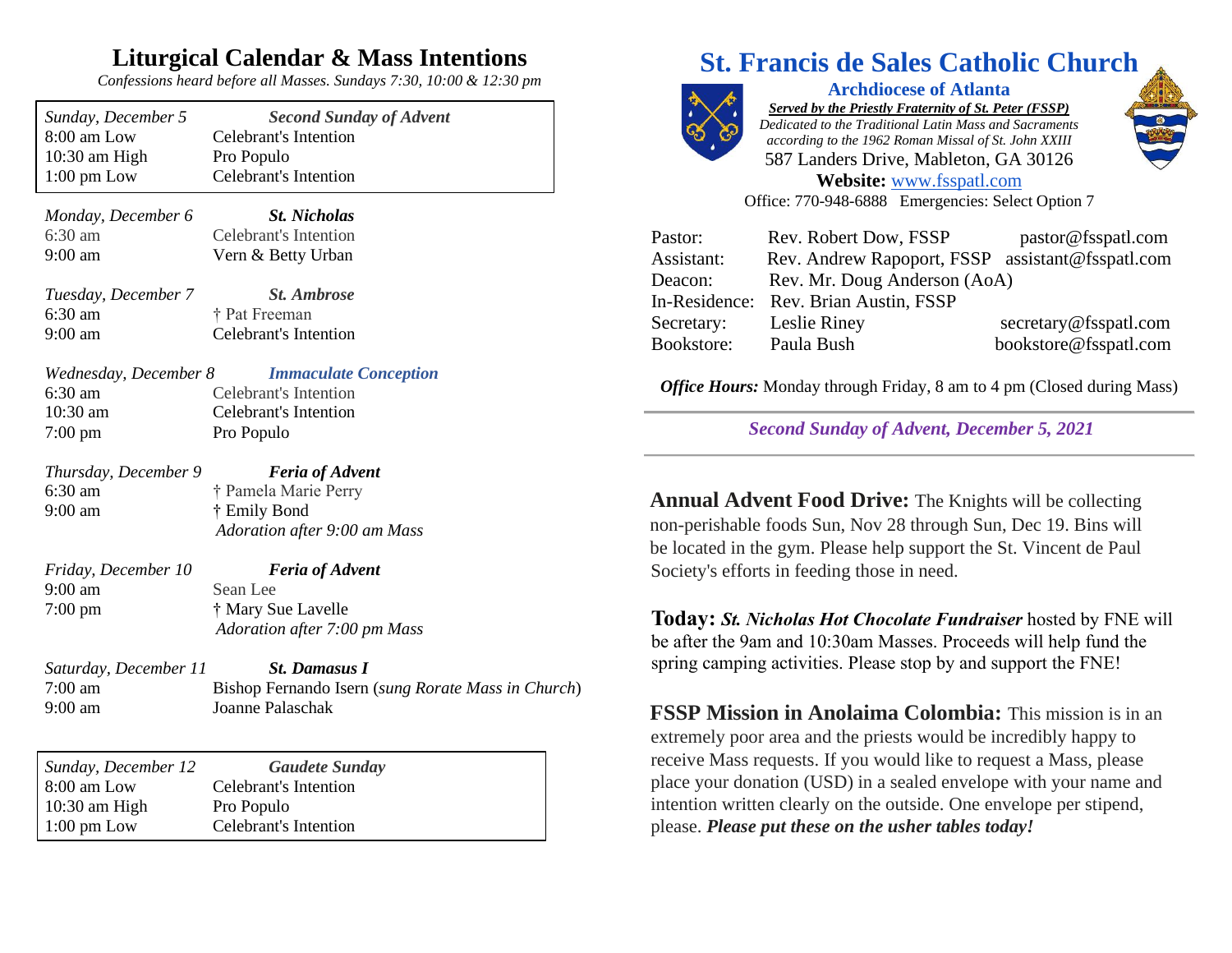# Liturgical Calendar & Mass Intentions

*Confessions heard before all Masses. Sundays 7:30, 10:00 & 12:30 pm*

| *Sunday, December 5* | ***Second Sunday of Advent*** |
| --- | --- |
| 8:00 am Low | Celebrant's Intention |
| 10:30 am High | Pro Populo |
| 1:00 pm Low | Celebrant's Intention |

*Monday, December 6* — ***St. Nicholas***
6:30 am — Celebrant's Intention
9:00 am — Vern & Betty Urban

*Tuesday, December 7* — ***St. Ambrose***
6:30 am — † Pat Freeman
9:00 am — Celebrant's Intention

*Wednesday, December 8* — ***Immaculate Conception***
6:30 am — Celebrant's Intention
10:30 am — Celebrant's Intention
7:00 pm — Pro Populo

*Thursday, December 9* — ***Feria of Advent***
6:30 am — † Pamela Marie Perry
9:00 am — † Emily Bond
*Adoration after 9:00 am Mass*

*Friday, December 10* — ***Feria of Advent***
9:00 am — Sean Lee
7:00 pm — † Mary Sue Lavelle
*Adoration after 7:00 pm Mass*

*Saturday, December 11* — ***St. Damasus I***
7:00 am — Bishop Fernando Isern (*sung Rorate Mass in Church*)
9:00 am — Joanne Palaschak

| *Sunday, December 12* | ***Gaudete Sunday*** |
| --- | --- |
| 8:00 am Low | Celebrant's Intention |
| 10:30 am High | Pro Populo |
| 1:00 pm Low | Celebrant's Intention |

# St. Francis de Sales Catholic Church

## Archdiocese of Atlanta

***Served by the Priestly Fraternity of St. Peter (FSSP)***
*Dedicated to the Traditional Latin Mass and Sacraments according to the 1962 Roman Missal of St. John XXIII*
587 Landers Drive, Mableton, GA 30126
**Website:** www.fsspatl.com
Office: 770-948-6888 Emergencies: Select Option 7

| | | |
| --- | --- | --- |
| Pastor: | Rev. Robert Dow, FSSP | pastor@fsspatl.com |
| Assistant: | Rev. Andrew Rapoport, FSSP | assistant@fsspatl.com |
| Deacon: | Rev. Mr. Doug Anderson (AoA) | |
| In-Residence: | Rev. Brian Austin, FSSP | |
| Secretary: | Leslie Riney | secretary@fsspatl.com |
| Bookstore: | Paula Bush | bookstore@fsspatl.com |

***Office Hours:*** Monday through Friday, 8 am to 4 pm (Closed during Mass)

***Second Sunday of Advent, December 5, 2021***

**Annual Advent Food Drive:** The Knights will be collecting non-perishable foods Sun, Nov 28 through Sun, Dec 19. Bins will be located in the gym. Please help support the St. Vincent de Paul Society's efforts in feeding those in need.

**Today:** ***St. Nicholas Hot Chocolate Fundraiser*** hosted by FNE will be after the 9am and 10:30am Masses. Proceeds will help fund the spring camping activities. Please stop by and support the FNE!

**FSSP Mission in Anolaima Colombia:** This mission is in an extremely poor area and the priests would be incredibly happy to receive Mass requests. If you would like to request a Mass, please place your donation (USD) in a sealed envelope with your name and intention written clearly on the outside. One envelope per stipend, please. ***Please put these on the usher tables today!***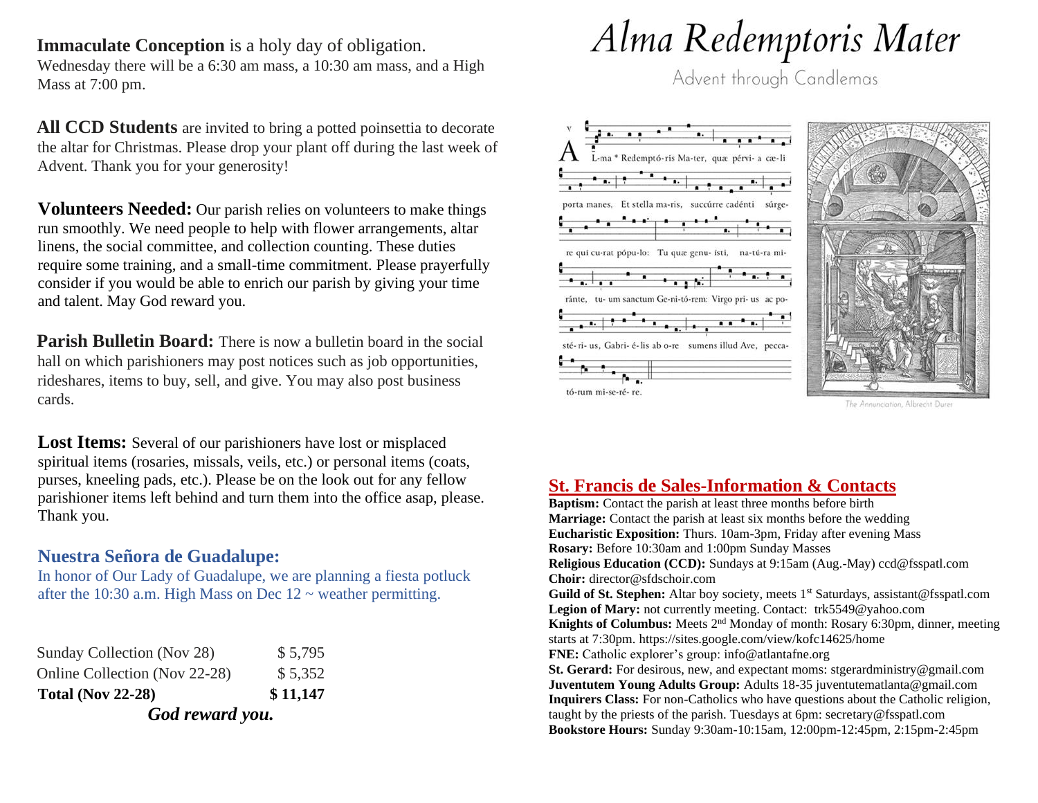**Immaculate Conception** is a holy day of obligation. Wednesday there will be a 6:30 am mass, a 10:30 am mass, and a High Mass at 7:00 pm.

**All CCD Students** are invited to bring a potted poinsettia to decorate the altar for Christmas. Please drop your plant off during the last week of Advent. Thank you for your generosity!

**Volunteers Needed:** Our parish relies on volunteers to make things run smoothly. We need people to help with flower arrangements, altar linens, the social committee, and collection counting. These duties require some training, and a small-time commitment. Please prayerfully consider if you would be able to enrich our parish by giving your time and talent. May God reward you.

**Parish Bulletin Board:** There is now a bulletin board in the social hall on which parishioners may post notices such as job opportunities, rideshares, items to buy, sell, and give. You may also post business cards.

**Lost Items:** Several of our parishioners have lost or misplaced spiritual items (rosaries, missals, veils, etc.) or personal items (coats, purses, kneeling pads, etc.). Please be on the look out for any fellow parishioner items left behind and turn them into the office asap, please. Thank you.

**Nuestra Señora de Guadalupe:**
In honor of Our Lady of Guadalupe, we are planning a fiesta potluck after the 10:30 a.m. High Mass on Dec 12 ~ weather permitting.

| | |
|---|---|
| Sunday Collection (Nov 28) | $ 5,795 |
| Online Collection (Nov 22-28) | $ 5,352 |
| **Total (Nov 22-28)** | **$ 11,147** |

***God reward you.***

# Alma Redemptoris Mater

Advent through Candlemas

Alma * Redemptóris Mater, quæ pérvia cæli porta manes, Et stella maris, succúrre cadénti súrgere qui curat pópulo: Tu quæ genuísti, natúra miránte, tuum sanctum Genitórem: Virgo prius ac postérius, Gabriélis ab ore sumens illud Ave, peccatórum miserére.

The Annunciation, Albrecht Durer

## St. Francis de Sales-Information & Contacts

**Baptism:** Contact the parish at least three months before birth
**Marriage:** Contact the parish at least six months before the wedding
**Eucharistic Exposition:** Thurs. 10am-3pm, Friday after evening Mass
**Rosary:** Before 10:30am and 1:00pm Sunday Masses
**Religious Education (CCD):** Sundays at 9:15am (Aug.-May) ccd@fsspatl.com
**Choir:** director@sfdschoir.com
**Guild of St. Stephen:** Altar boy society, meets 1st Saturdays, assistant@fsspatl.com
**Legion of Mary:** not currently meeting. Contact: trk5549@yahoo.com
**Knights of Columbus:** Meets 2nd Monday of month: Rosary 6:30pm, dinner, meeting starts at 7:30pm. https://sites.google.com/view/kofc14625/home
**FNE:** Catholic explorer's group: info@atlantafne.org
**St. Gerard:** For desirous, new, and expectant moms: stgerardministry@gmail.com
**Juventutem Young Adults Group:** Adults 18-35 juventutematlanta@gmail.com
**Inquirers Class:** For non-Catholics who have questions about the Catholic religion, taught by the priests of the parish. Tuesdays at 6pm: secretary@fsspatl.com
**Bookstore Hours:** Sunday 9:30am-10:15am, 12:00pm-12:45pm, 2:15pm-2:45pm